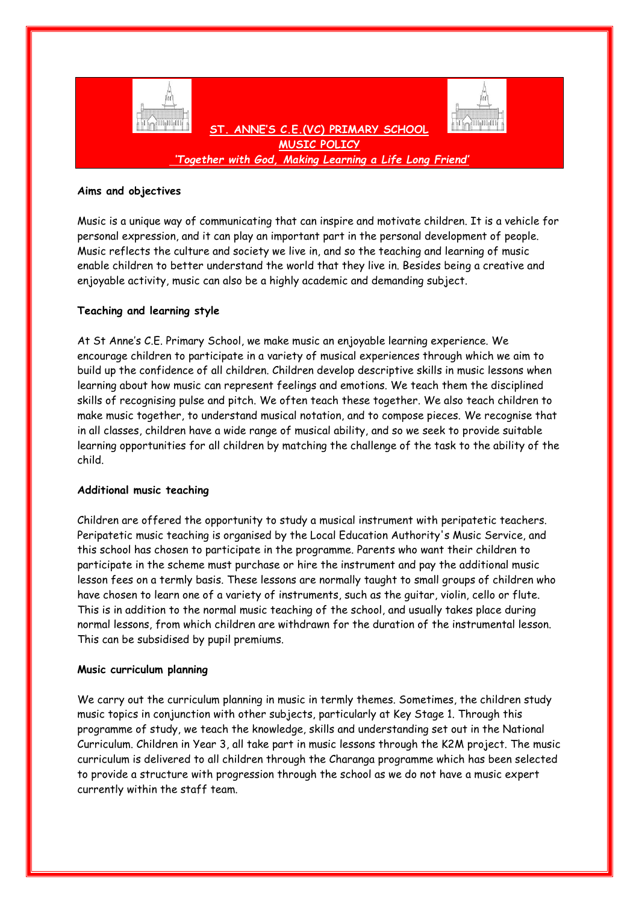# ST. ANNE'S C.E.(VC) PRIMARY SCHOOL

## MUSIC POLICY

*'Together with God, Making Learning a Life Long Friend'*

**Aims and objectives**

Music is a unique way of communicating that can inspire and motivate children. It is a vehicle for personal expression, and it can play an important part in the personal development of people. Music reflects the culture and society we live in, and so the teaching and learning of music enable children to better understand the world that they live in. Besides being a creative and enjoyable activity, music can also be a highly academic and demanding subject.

**Teaching and learning style**

At St Anne's C.E. Primary School, we make music an enjoyable learning experience. We encourage children to participate in a variety of musical experiences through which we aim to build up the confidence of all children. Children develop descriptive skills in music lessons when learning about how music can represent feelings and emotions. We teach them the disciplined skills of recognising pulse and pitch. We often teach these together. We also teach children to make music together, to understand musical notation, and to compose pieces. We recognise that in all classes, children have a wide range of musical ability, and so we seek to provide suitable learning opportunities for all children by matching the challenge of the task to the ability of the child.

**Additional music teaching**

Children are offered the opportunity to study a musical instrument with peripatetic teachers. Peripatetic music teaching is organised by the Local Education Authority's Music Service, and this school has chosen to participate in the programme. Parents who want their children to participate in the scheme must purchase or hire the instrument and pay the additional music lesson fees on a termly basis. These lessons are normally taught to small groups of children who have chosen to learn one of a variety of instruments, such as the guitar, violin, cello or flute. This is in addition to the normal music teaching of the school, and usually takes place during normal lessons, from which children are withdrawn for the duration of the instrumental lesson. This can be subsidised by pupil premiums.

**Music curriculum planning**

We carry out the curriculum planning in music in termly themes. Sometimes, the children study music topics in conjunction with other subjects, particularly at Key Stage 1. Through this programme of study, we teach the knowledge, skills and understanding set out in the National Curriculum. Children in Year 3, all take part in music lessons through the K2M project. The music curriculum is delivered to all children through the Charanga programme which has been selected to provide a structure with progression through the school as we do not have a music expert currently within the staff team.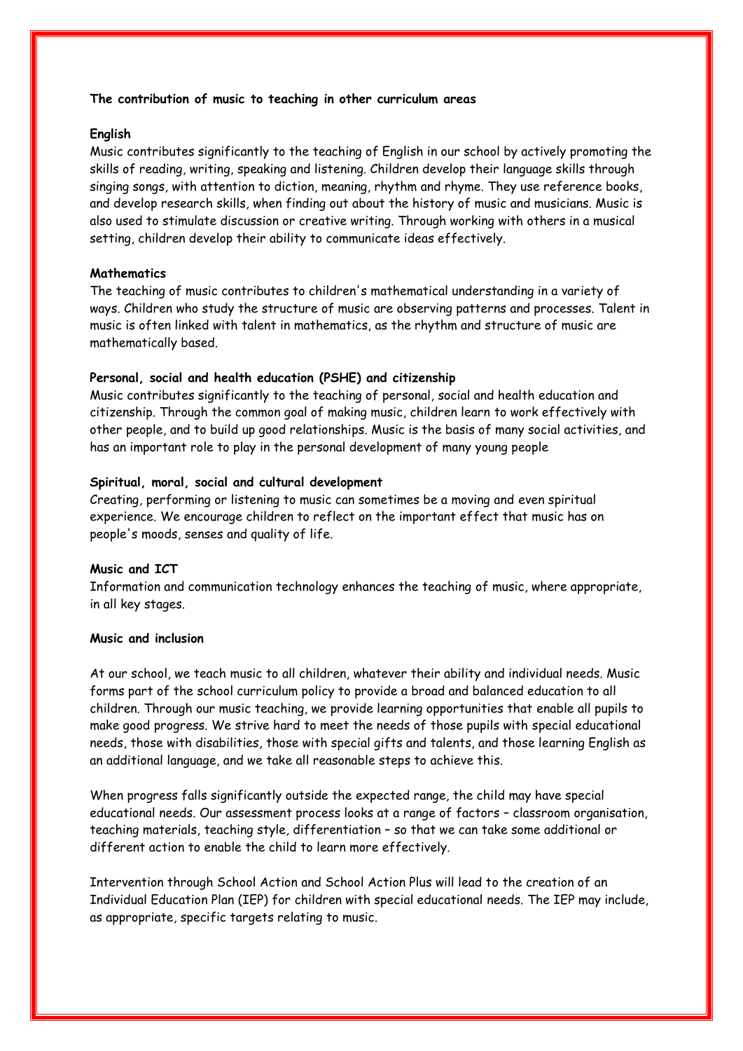**The contribution of music to teaching in other curriculum areas**

**English**

Music contributes significantly to the teaching of English in our school by actively promoting the skills of reading, writing, speaking and listening. Children develop their language skills through singing songs, with attention to diction, meaning, rhythm and rhyme. They use reference books, and develop research skills, when finding out about the history of music and musicians. Music is also used to stimulate discussion or creative writing. Through working with others in a musical setting, children develop their ability to communicate ideas effectively.

**Mathematics**

The teaching of music contributes to children's mathematical understanding in a variety of ways. Children who study the structure of music are observing patterns and processes. Talent in music is often linked with talent in mathematics, as the rhythm and structure of music are mathematically based.

**Personal, social and health education (PSHE) and citizenship**

Music contributes significantly to the teaching of personal, social and health education and citizenship. Through the common goal of making music, children learn to work effectively with other people, and to build up good relationships. Music is the basis of many social activities, and has an important role to play in the personal development of many young people

**Spiritual, moral, social and cultural development**

Creating, performing or listening to music can sometimes be a moving and even spiritual experience. We encourage children to reflect on the important effect that music has on people's moods, senses and quality of life.

**Music and ICT**

Information and communication technology enhances the teaching of music, where appropriate, in all key stages.

**Music and inclusion**

At our school, we teach music to all children, whatever their ability and individual needs. Music forms part of the school curriculum policy to provide a broad and balanced education to all children. Through our music teaching, we provide learning opportunities that enable all pupils to make good progress. We strive hard to meet the needs of those pupils with special educational needs, those with disabilities, those with special gifts and talents, and those learning English as an additional language, and we take all reasonable steps to achieve this.

When progress falls significantly outside the expected range, the child may have special educational needs. Our assessment process looks at a range of factors – classroom organisation, teaching materials, teaching style, differentiation – so that we can take some additional or different action to enable the child to learn more effectively.

Intervention through School Action and School Action Plus will lead to the creation of an Individual Education Plan (IEP) for children with special educational needs. The IEP may include, as appropriate, specific targets relating to music.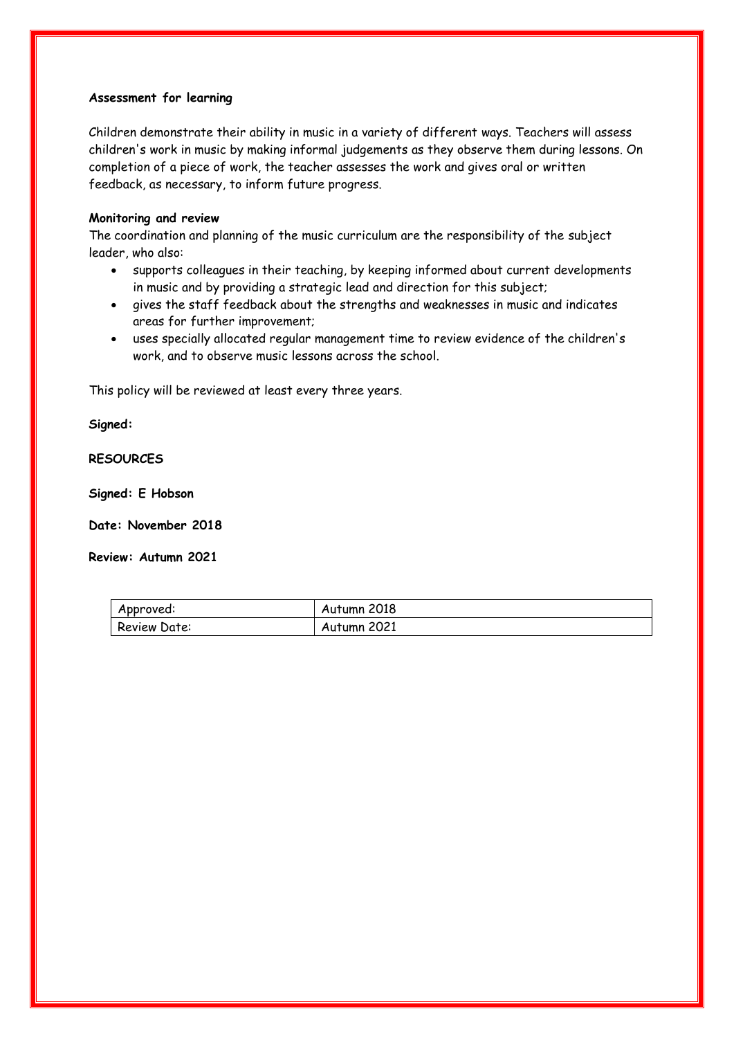**Assessment for learning**

Children demonstrate their ability in music in a variety of different ways. Teachers will assess children's work in music by making informal judgements as they observe them during lessons. On completion of a piece of work, the teacher assesses the work and gives oral or written feedback, as necessary, to inform future progress.

**Monitoring and review**

The coordination and planning of the music curriculum are the responsibility of the subject leader, who also:

- supports colleagues in their teaching, by keeping informed about current developments in music and by providing a strategic lead and direction for this subject;
- gives the staff feedback about the strengths and weaknesses in music and indicates areas for further improvement;
- uses specially allocated regular management time to review evidence of the children's work, and to observe music lessons across the school.

This policy will be reviewed at least every three years.

**Signed:**

**RESOURCES**

**Signed: E Hobson**

**Date: November 2018**

**Review: Autumn 2021**

| | |
|---|---|
| Approved: | Autumn 2018 |
| Review Date: | Autumn 2021 |